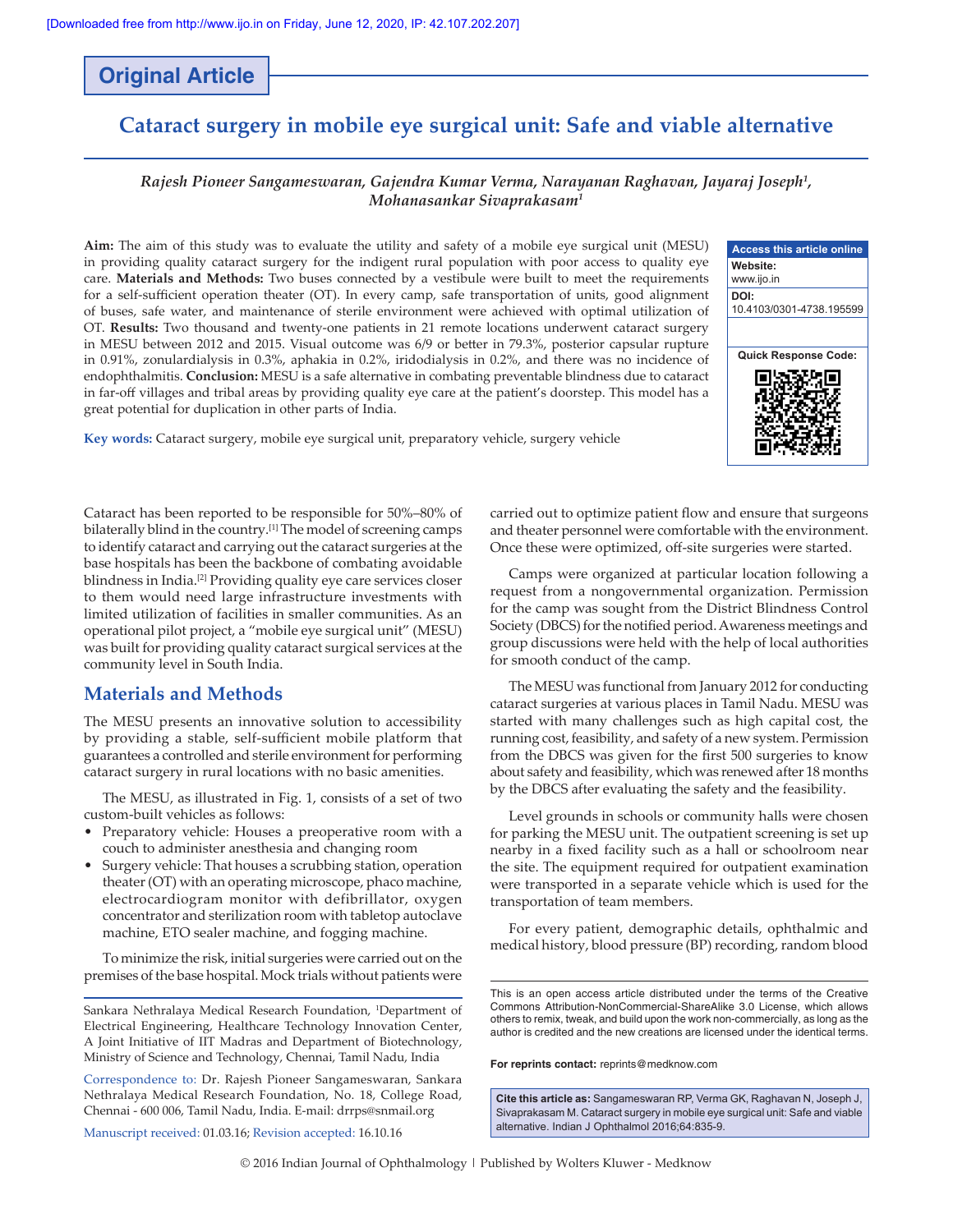Original Article

# Cataract surgery in mobile eye surgical unit: Safe and viable alternative

*Rajesh Pioneer Sangameswaran, Gajendra Kumar Verma, Narayanan Raghavan, Jayaraj Joseph[1], Mohanasankar Sivaprakasam[1]*

**Aim:** The aim of this study was to evaluate the utility and safety of a mobile eye surgical unit (MESU) in providing quality cataract surgery for the indigent rural population with poor access to quality eye care. **Materials and Methods:** Two buses connected by a vestibule were built to meet the requirements for a self-sufficient operation theater (OT). In every camp, safe transportation of units, good alignment of buses, safe water, and maintenance of sterile environment were achieved with optimal utilization of OT. **Results:** Two thousand and twenty-one patients in 21 remote locations underwent cataract surgery in MESU between 2012 and 2015. Visual outcome was 6/9 or better in 79.3%, posterior capsular rupture in 0.91%, zonulardialysis in 0.3%, aphakia in 0.2%, iridodialysis in 0.2%, and there was no incidence of endophthalmitis. **Conclusion:** MESU is a safe alternative in combating preventable blindness due to cataract in far-off villages and tribal areas by providing quality eye care at the patient's doorstep. This model has a great potential for duplication in other parts of India.

**Key words:** Cataract surgery, mobile eye surgical unit, preparatory vehicle, surgery vehicle

Access this article online
Website: www.ijo.in
DOI: 10.4103/0301-4738.195599
Quick Response Code:

Cataract has been reported to be responsible for 50%–80% of bilaterally blind in the country.[1] The model of screening camps to identify cataract and carrying out the cataract surgeries at the base hospitals has been the backbone of combating avoidable blindness in India.[2] Providing quality eye care services closer to them would need large infrastructure investments with limited utilization of facilities in smaller communities. As an operational pilot project, a "mobile eye surgical unit" (MESU) was built for providing quality cataract surgical services at the community level in South India.

## Materials and Methods

The MESU presents an innovative solution to accessibility by providing a stable, self-sufficient mobile platform that guarantees a controlled and sterile environment for performing cataract surgery in rural locations with no basic amenities.

The MESU, as illustrated in Fig. 1, consists of a set of two custom-built vehicles as follows:

- Preparatory vehicle: Houses a preoperative room with a couch to administer anesthesia and changing room
- Surgery vehicle: That houses a scrubbing station, operation theater (OT) with an operating microscope, phaco machine, electrocardiogram monitor with defibrillator, oxygen concentrator and sterilization room with tabletop autoclave machine, ETO sealer machine, and fogging machine.

To minimize the risk, initial surgeries were carried out on the premises of the base hospital. Mock trials without patients were carried out to optimize patient flow and ensure that surgeons and theater personnel were comfortable with the environment. Once these were optimized, off-site surgeries were started.

Camps were organized at particular location following a request from a nongovernmental organization. Permission for the camp was sought from the District Blindness Control Society (DBCS) for the notified period. Awareness meetings and group discussions were held with the help of local authorities for smooth conduct of the camp.

The MESU was functional from January 2012 for conducting cataract surgeries at various places in Tamil Nadu. MESU was started with many challenges such as high capital cost, the running cost, feasibility, and safety of a new system. Permission from the DBCS was given for the first 500 surgeries to know about safety and feasibility, which was renewed after 18 months by the DBCS after evaluating the safety and the feasibility.

Level grounds in schools or community halls were chosen for parking the MESU unit. The outpatient screening is set up nearby in a fixed facility such as a hall or schoolroom near the site. The equipment required for outpatient examination were transported in a separate vehicle which is used for the transportation of team members.

For every patient, demographic details, ophthalmic and medical history, blood pressure (BP) recording, random blood

Sankara Nethralaya Medical Research Foundation, [1]Department of Electrical Engineering, Healthcare Technology Innovation Center, A Joint Initiative of IIT Madras and Department of Biotechnology, Ministry of Science and Technology, Chennai, Tamil Nadu, India

Correspondence to: Dr. Rajesh Pioneer Sangameswaran, Sankara Nethralaya Medical Research Foundation, No. 18, College Road, Chennai - 600 006, Tamil Nadu, India. E-mail: drrps@snmail.org

Manuscript received: 01.03.16; Revision accepted: 16.10.16

This is an open access article distributed under the terms of the Creative Commons Attribution-NonCommercial-ShareAlike 3.0 License, which allows others to remix, tweak, and build upon the work non-commercially, as long as the author is credited and the new creations are licensed under the identical terms.

**For reprints contact:** reprints@medknow.com

**Cite this article as:** Sangameswaran RP, Verma GK, Raghavan N, Joseph J, Sivaprakasam M. Cataract surgery in mobile eye surgical unit: Safe and viable alternative. Indian J Ophthalmol 2016;64:835-9.

© 2016 Indian Journal of Ophthalmology | Published by Wolters Kluwer - Medknow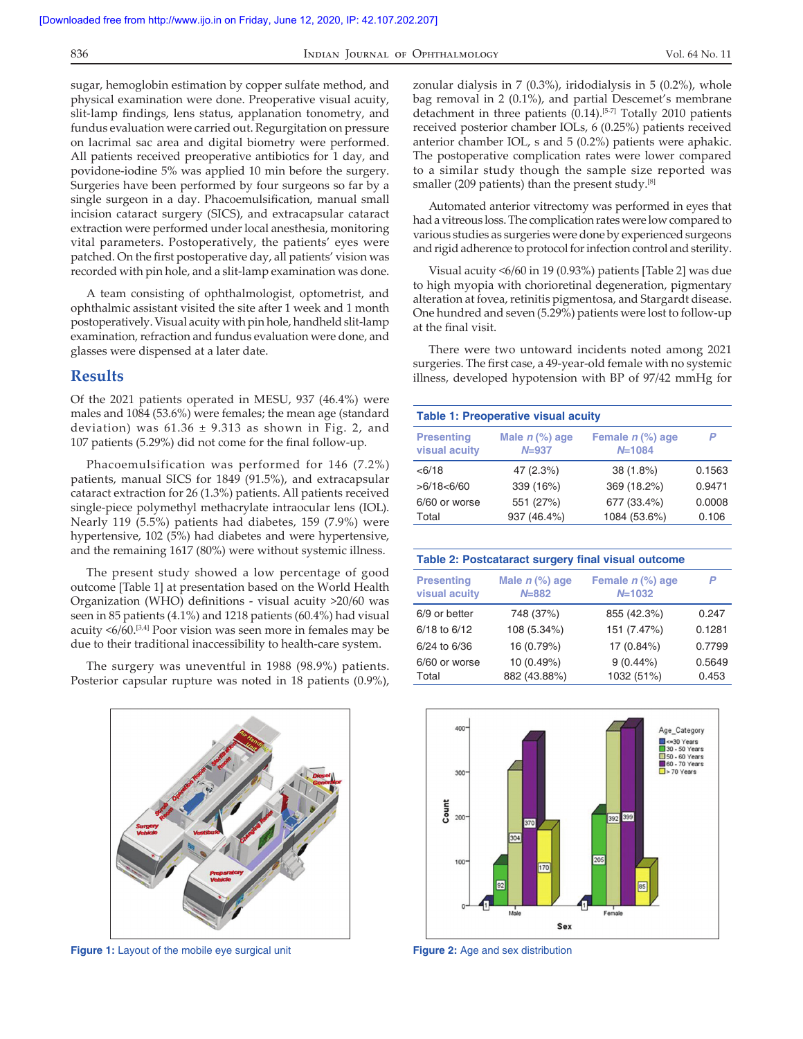sugar, hemoglobin estimation by copper sulfate method, and physical examination were done. Preoperative visual acuity, slit-lamp findings, lens status, applanation tonometry, and fundus evaluation were carried out. Regurgitation on pressure on lacrimal sac area and digital biometry were performed. All patients received preoperative antibiotics for 1 day, and povidone-iodine 5% was applied 10 min before the surgery. Surgeries have been performed by four surgeons so far by a single surgeon in a day. Phacoemulsification, manual small incision cataract surgery (SICS), and extracapsular cataract extraction were performed under local anesthesia, monitoring vital parameters. Postoperatively, the patients' eyes were patched. On the first postoperative day, all patients' vision was recorded with pin hole, and a slit-lamp examination was done.

A team consisting of ophthalmologist, optometrist, and ophthalmic assistant visited the site after 1 week and 1 month postoperatively. Visual acuity with pin hole, handheld slit-lamp examination, refraction and fundus evaluation were done, and glasses were dispensed at a later date.

## Results

Of the 2021 patients operated in MESU, 937 (46.4%) were males and 1084 (53.6%) were females; the mean age (standard deviation) was 61.36 ± 9.313 as shown in Fig. 2, and 107 patients (5.29%) did not come for the final follow-up.

Phacoemulsification was performed for 146 (7.2%) patients, manual SICS for 1849 (91.5%), and extracapsular cataract extraction for 26 (1.3%) patients. All patients received single-piece polymethyl methacrylate intraocular lens (IOL). Nearly 119 (5.5%) patients had diabetes, 159 (7.9%) were hypertensive, 102 (5%) had diabetes and were hypertensive, and the remaining 1617 (80%) were without systemic illness.

The present study showed a low percentage of good outcome [Table 1] at presentation based on the World Health Organization (WHO) definitions - visual acuity >20/60 was seen in 85 patients (4.1%) and 1218 patients (60.4%) had visual acuity <6/60.[3,4] Poor vision was seen more in females may be due to their traditional inaccessibility to health-care system.

The surgery was uneventful in 1988 (98.9%) patients. Posterior capsular rupture was noted in 18 patients (0.9%), zonular dialysis in 7 (0.3%), iridodialysis in 5 (0.2%), whole bag removal in 2 (0.1%), and partial Descemet's membrane detachment in three patients (0.14).[5-7] Totally 2010 patients received posterior chamber IOLs, 6 (0.25%) patients received anterior chamber IOL, s and 5 (0.2%) patients were aphakic. The postoperative complication rates were lower compared to a similar study though the sample size reported was smaller (209 patients) than the present study.[8]

Automated anterior vitrectomy was performed in eyes that had a vitreous loss. The complication rates were low compared to various studies as surgeries were done by experienced surgeons and rigid adherence to protocol for infection control and sterility.

Visual acuity <6/60 in 19 (0.93%) patients [Table 2] was due to high myopia with chorioretinal degeneration, pigmentary alteration at fovea, retinitis pigmentosa, and Stargardt disease. One hundred and seven (5.29%) patients were lost to follow-up at the final visit.

There were two untoward incidents noted among 2021 surgeries. The first case, a 49-year-old female with no systemic illness, developed hypotension with BP of 97/42 mmHg for

**Table 1: Preoperative visual acuity**

| Presenting visual acuity | Male *n* (%) age *N*=937 | Female *n* (%) age *N*=1084 | *P* |
|---|---|---|---|
| <6/18 | 47 (2.3%) | 38 (1.8%) | 0.1563 |
| >6/18<6/60 | 339 (16%) | 369 (18.2%) | 0.9471 |
| 6/60 or worse | 551 (27%) | 677 (33.4%) | 0.0008 |
| Total | 937 (46.4%) | 1084 (53.6%) | 0.106 |

**Table 2: Postcataract surgery final visual outcome**

| Presenting visual acuity | Male *n* (%) age *N*=882 | Female *n* (%) age *N*=1032 | *P* |
|---|---|---|---|
| 6/9 or better | 748 (37%) | 855 (42.3%) | 0.247 |
| 6/18 to 6/12 | 108 (5.34%) | 151 (7.47%) | 0.1281 |
| 6/24 to 6/36 | 16 (0.79%) | 17 (0.84%) | 0.7799 |
| 6/60 or worse | 10 (0.49%) | 9 (0.44%) | 0.5649 |
| Total | 882 (43.88%) | 1032 (51%) | 0.453 |

Figure 1: Layout of the mobile eye surgical unit

Figure 2: Age and sex distribution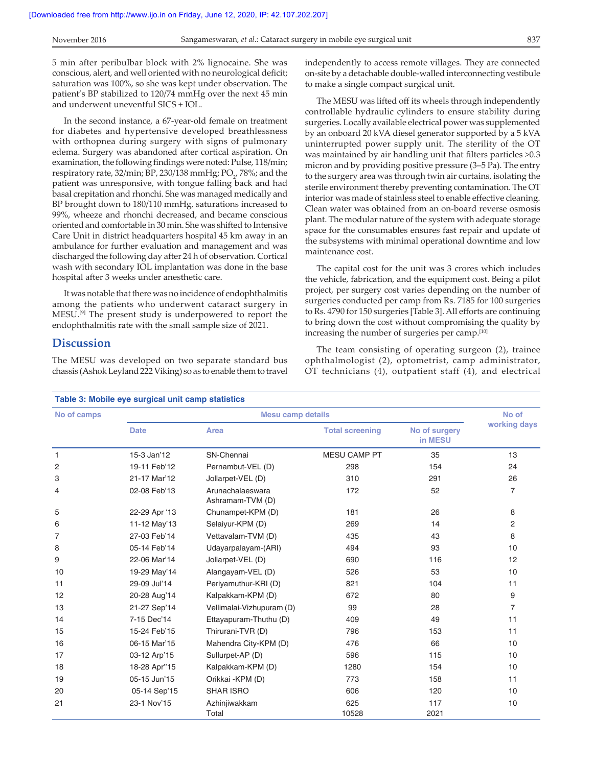5 min after peribulbar block with 2% lignocaine. She was conscious, alert, and well oriented with no neurological deficit; saturation was 100%, so she was kept under observation. The patient's BP stabilized to 120/74 mmHg over the next 45 min and underwent uneventful SICS + IOL.

In the second instance, a 67-year-old female on treatment for diabetes and hypertensive developed breathlessness with orthopnea during surgery with signs of pulmonary edema. Surgery was abandoned after cortical aspiration. On examination, the following findings were noted: Pulse, 118/min; respiratory rate, 32/min; BP, 230/138 mmHg; $PO_2$, 78%; and the patient was unresponsive, with tongue falling back and had basal crepitation and rhonchi. She was managed medically and BP brought down to 180/110 mmHg, saturations increased to 99%, wheeze and rhonchi decreased, and became conscious oriented and comfortable in 30 min. She was shifted to Intensive Care Unit in district headquarters hospital 45 km away in an ambulance for further evaluation and management and was discharged the following day after 24 h of observation. Cortical wash with secondary IOL implantation was done in the base hospital after 3 weeks under anesthetic care.

It was notable that there was no incidence of endophthalmitis among the patients who underwent cataract surgery in MESU.[9] The present study is underpowered to report the endophthalmitis rate with the small sample size of 2021.

## Discussion

The MESU was developed on two separate standard bus chassis (Ashok Leyland 222 Viking) so as to enable them to travel independently to access remote villages. They are connected on-site by a detachable double-walled interconnecting vestibule to make a single compact surgical unit.

The MESU was lifted off its wheels through independently controllable hydraulic cylinders to ensure stability during surgeries. Locally available electrical power was supplemented by an onboard 20 kVA diesel generator supported by a 5 kVA uninterrupted power supply unit. The sterility of the OT was maintained by air handling unit that filters particles >0.3 micron and by providing positive pressure (3–5 Pa). The entry to the surgery area was through twin air curtains, isolating the sterile environment thereby preventing contamination. The OT interior was made of stainless steel to enable effective cleaning. Clean water was obtained from an on-board reverse osmosis plant. The modular nature of the system with adequate storage space for the consumables ensures fast repair and update of the subsystems with minimal operational downtime and low maintenance cost.

The capital cost for the unit was 3 crores which includes the vehicle, fabrication, and the equipment cost. Being a pilot project, per surgery cost varies depending on the number of surgeries conducted per camp from Rs. 7185 for 100 surgeries to Rs. 4790 for 150 surgeries [Table 3]. All efforts are continuing to bring down the cost without compromising the quality by increasing the number of surgeries per camp.[10]

The team consisting of operating surgeon (2), trainee ophthalmologist (2), optometrist, camp administrator, OT technicians (4), outpatient staff (4), and electrical

**Table 3: Mobile eye surgical unit camp statistics**

| No of camps | Mesu camp details | | | | No of working days |
|---|---|---|---|---|---|
| | Date | Area | Total screening | No of surgery in MESU | |
| 1 | 15-3 Jan'12 | SN-Chennai | MESU CAMP PT | 35 | 13 |
| 2 | 19-11 Feb'12 | Pernambut-VEL (D) | 298 | 154 | 24 |
| 3 | 21-17 Mar'12 | Jollarpet-VEL (D) | 310 | 291 | 26 |
| 4 | 02-08 Feb'13 | Arunachalaeswara Ashramam-TVM (D) | 172 | 52 | 7 |
| 5 | 22-29 Apr '13 | Chunampet-KPM (D) | 181 | 26 | 8 |
| 6 | 11-12 May'13 | Selaiyur-KPM (D) | 269 | 14 | 2 |
| 7 | 27-03 Feb'14 | Vettavalam-TVM (D) | 435 | 43 | 8 |
| 8 | 05-14 Feb'14 | Udayarpalayam-(ARI) | 494 | 93 | 10 |
| 9 | 22-06 Mar'14 | Jollarpet-VEL (D) | 690 | 116 | 12 |
| 10 | 19-29 May'14 | Alangayam-VEL (D) | 526 | 53 | 10 |
| 11 | 29-09 Jul'14 | Periyamuthur-KRI (D) | 821 | 104 | 11 |
| 12 | 20-28 Aug'14 | Kalpakkam-KPM (D) | 672 | 80 | 9 |
| 13 | 21-27 Sep'14 | Vellimalai-Vizhupuram (D) | 99 | 28 | 7 |
| 14 | 7-15 Dec'14 | Ettayapuram-Thuthu (D) | 409 | 49 | 11 |
| 15 | 15-24 Feb'15 | Thirurani-TVR (D) | 796 | 153 | 11 |
| 16 | 06-15 Mar'15 | Mahendra City-KPM (D) | 476 | 66 | 10 |
| 17 | 03-12 Arp'15 | Sullurpet-AP (D) | 596 | 115 | 10 |
| 18 | 18-28 Apr''15 | Kalpakkam-KPM (D) | 1280 | 154 | 10 |
| 19 | 05-15 Jun'15 | Orikkai -KPM (D) | 773 | 158 | 11 |
| 20 | 05-14 Sep'15 | SHAR ISRO | 606 | 120 | 10 |
| 21 | 23-1 Nov'15 | Azhinjiwakkam | 625 | 117 | 10 |
| | | Total | 10528 | 2021 | |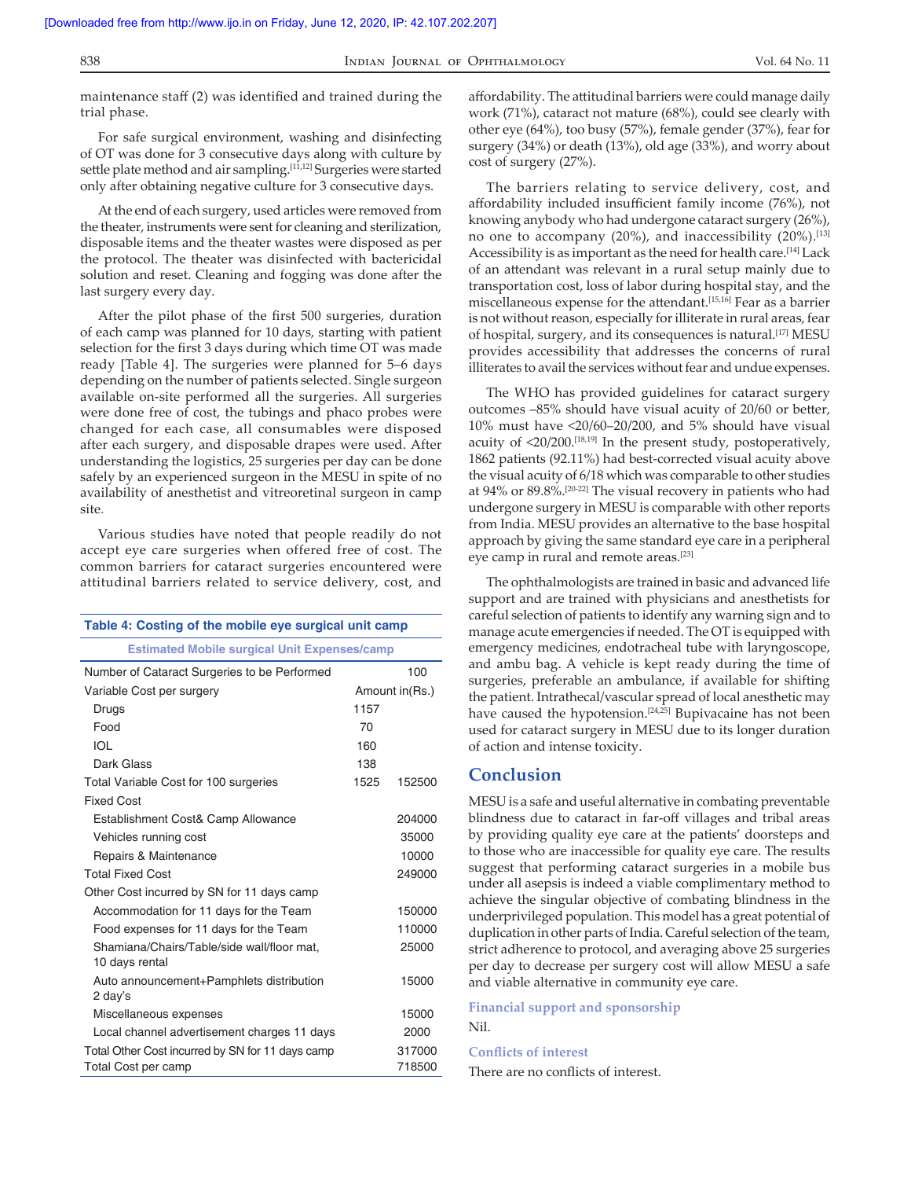maintenance staff (2) was identified and trained during the trial phase.

For safe surgical environment, washing and disinfecting of OT was done for 3 consecutive days along with culture by settle plate method and air sampling.[11,12] Surgeries were started only after obtaining negative culture for 3 consecutive days.

At the end of each surgery, used articles were removed from the theater, instruments were sent for cleaning and sterilization, disposable items and the theater wastes were disposed as per the protocol. The theater was disinfected with bactericidal solution and reset. Cleaning and fogging was done after the last surgery every day.

After the pilot phase of the first 500 surgeries, duration of each camp was planned for 10 days, starting with patient selection for the first 3 days during which time OT was made ready [Table 4]. The surgeries were planned for 5–6 days depending on the number of patients selected. Single surgeon available on-site performed all the surgeries. All surgeries were done free of cost, the tubings and phaco probes were changed for each case, all consumables were disposed after each surgery, and disposable drapes were used. After understanding the logistics, 25 surgeries per day can be done safely by an experienced surgeon in the MESU in spite of no availability of anesthetist and vitreoretinal surgeon in camp site.

Various studies have noted that people readily do not accept eye care surgeries when offered free of cost. The common barriers for cataract surgeries encountered were attitudinal barriers related to service delivery, cost, and affordability. The attitudinal barriers were could manage daily work (71%), cataract not mature (68%), could see clearly with other eye (64%), too busy (57%), female gender (37%), fear for surgery (34%) or death (13%), old age (33%), and worry about cost of surgery (27%).

**Table 4: Costing of the mobile eye surgical unit camp**

| Estimated Mobile surgical Unit Expenses/camp | | |
|---|---|---|
| Number of Cataract Surgeries to be Performed | | 100 |
| Variable Cost per surgery | | Amount in(Rs.) |
| Drugs | 1157 | |
| Food | 70 | |
| IOL | 160 | |
| Dark Glass | 138 | |
| Total Variable Cost for 100 surgeries | 1525 | 152500 |
| Fixed Cost | | |
| Establishment Cost& Camp Allowance | | 204000 |
| Vehicles running cost | | 35000 |
| Repairs & Maintenance | | 10000 |
| Total Fixed Cost | | 249000 |
| Other Cost incurred by SN for 11 days camp | | |
| Accommodation for 11 days for the Team | | 150000 |
| Food expenses for 11 days for the Team | | 110000 |
| Shamiana/Chairs/Table/side wall/floor mat, 10 days rental | | 25000 |
| Auto announcement+Pamphlets distribution 2 day's | | 15000 |
| Miscellaneous expenses | | 15000 |
| Local channel advertisement charges 11 days | | 2000 |
| Total Other Cost incurred by SN for 11 days camp | | 317000 |
| Total Cost per camp | | 718500 |

The barriers relating to service delivery, cost, and affordability included insufficient family income (76%), not knowing anybody who had undergone cataract surgery (26%), no one to accompany (20%), and inaccessibility (20%).[13] Accessibility is as important as the need for health care.[14] Lack of an attendant was relevant in a rural setup mainly due to transportation cost, loss of labor during hospital stay, and the miscellaneous expense for the attendant.[15,16] Fear as a barrier is not without reason, especially for illiterate in rural areas, fear of hospital, surgery, and its consequences is natural.[17] MESU provides accessibility that addresses the concerns of rural illiterates to avail the services without fear and undue expenses.

The WHO has provided guidelines for cataract surgery outcomes –85% should have visual acuity of 20/60 or better, 10% must have <20/60–20/200, and 5% should have visual acuity of <20/200.[18,19] In the present study, postoperatively, 1862 patients (92.11%) had best-corrected visual acuity above the visual acuity of 6/18 which was comparable to other studies at 94% or 89.8%.[20-22] The visual recovery in patients who had undergone surgery in MESU is comparable with other reports from India. MESU provides an alternative to the base hospital approach by giving the same standard eye care in a peripheral eye camp in rural and remote areas.[23]

The ophthalmologists are trained in basic and advanced life support and are trained with physicians and anesthetists for careful selection of patients to identify any warning sign and to manage acute emergencies if needed. The OT is equipped with emergency medicines, endotracheal tube with laryngoscope, and ambu bag. A vehicle is kept ready during the time of surgeries, preferable an ambulance, if available for shifting the patient. Intrathecal/vascular spread of local anesthetic may have caused the hypotension.[24,25] Bupivacaine has not been used for cataract surgery in MESU due to its longer duration of action and intense toxicity.

## Conclusion

MESU is a safe and useful alternative in combating preventable blindness due to cataract in far-off villages and tribal areas by providing quality eye care at the patients' doorsteps and to those who are inaccessible for quality eye care. The results suggest that performing cataract surgeries in a mobile bus under all asepsis is indeed a viable complimentary method to achieve the singular objective of combating blindness in the underprivileged population. This model has a great potential of duplication in other parts of India. Careful selection of the team, strict adherence to protocol, and averaging above 25 surgeries per day to decrease per surgery cost will allow MESU a safe and viable alternative in community eye care.

### Financial support and sponsorship

Nil.

### Conflicts of interest

There are no conflicts of interest.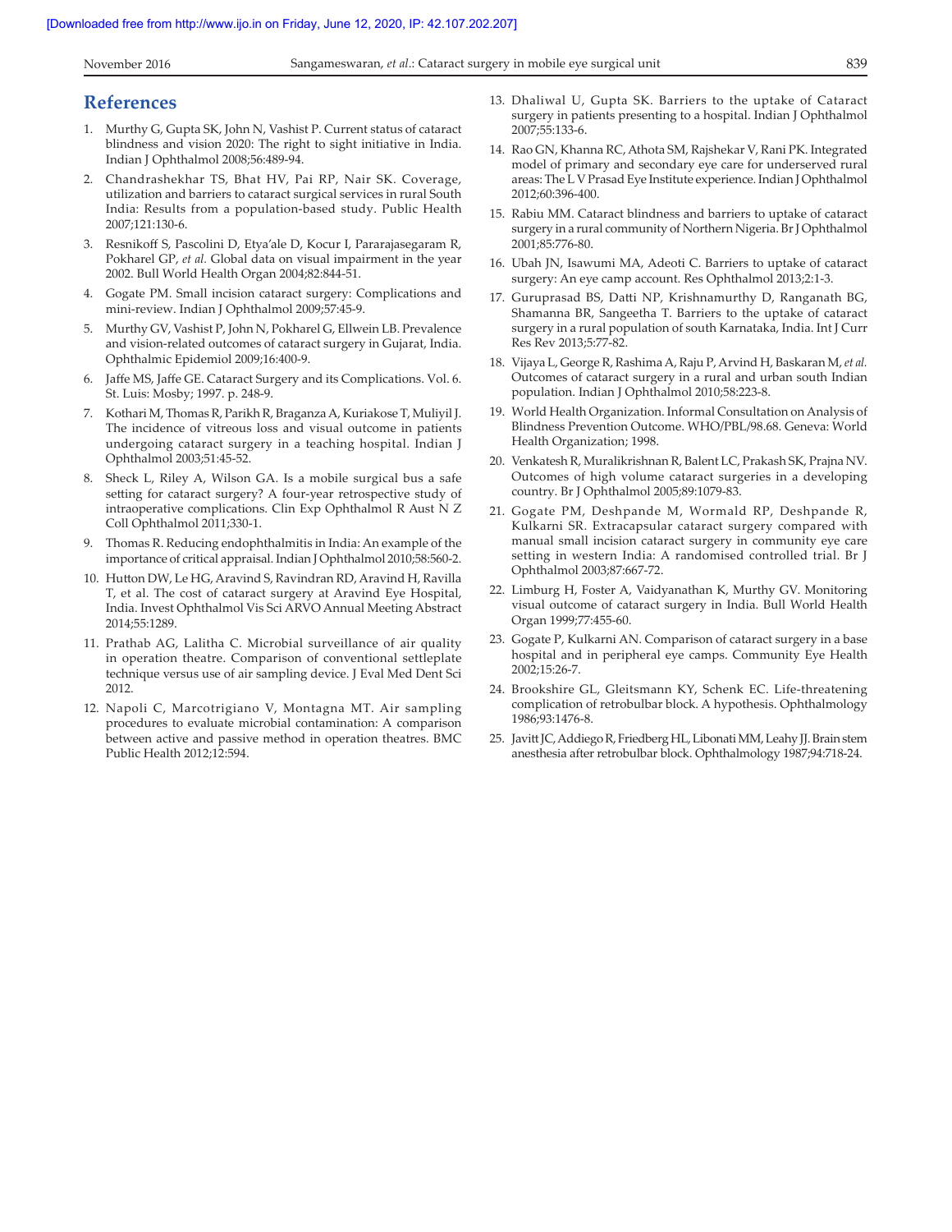## References

1. Murthy G, Gupta SK, John N, Vashist P. Current status of cataract blindness and vision 2020: The right to sight initiative in India. Indian J Ophthalmol 2008;56:489-94.
2. Chandrashekhar TS, Bhat HV, Pai RP, Nair SK. Coverage, utilization and barriers to cataract surgical services in rural South India: Results from a population-based study. Public Health 2007;121:130-6.
3. Resnikoff S, Pascolini D, Etya'ale D, Kocur I, Pararajasegaram R, Pokharel GP, *et al.* Global data on visual impairment in the year 2002. Bull World Health Organ 2004;82:844-51.
4. Gogate PM. Small incision cataract surgery: Complications and mini-review. Indian J Ophthalmol 2009;57:45-9.
5. Murthy GV, Vashist P, John N, Pokharel G, Ellwein LB. Prevalence and vision-related outcomes of cataract surgery in Gujarat, India. Ophthalmic Epidemiol 2009;16:400-9.
6. Jaffe MS, Jaffe GE. Cataract Surgery and its Complications. Vol. 6. St. Luis: Mosby; 1997. p. 248-9.
7. Kothari M, Thomas R, Parikh R, Braganza A, Kuriakose T, Muliyil J. The incidence of vitreous loss and visual outcome in patients undergoing cataract surgery in a teaching hospital. Indian J Ophthalmol 2003;51:45-52.
8. Sheck L, Riley A, Wilson GA. Is a mobile surgical bus a safe setting for cataract surgery? A four-year retrospective study of intraoperative complications. Clin Exp Ophthalmol R Aust N Z Coll Ophthalmol 2011;330-1.
9. Thomas R. Reducing endophthalmitis in India: An example of the importance of critical appraisal. Indian J Ophthalmol 2010;58:560-2.
10. Hutton DW, Le HG, Aravind S, Ravindran RD, Aravind H, Ravilla T, et al. The cost of cataract surgery at Aravind Eye Hospital, India. Invest Ophthalmol Vis Sci ARVO Annual Meeting Abstract 2014;55:1289.
11. Prathab AG, Lalitha C. Microbial surveillance of air quality in operation theatre. Comparison of conventional settleplate technique versus use of air sampling device. J Eval Med Dent Sci 2012.
12. Napoli C, Marcotrigiano V, Montagna MT. Air sampling procedures to evaluate microbial contamination: A comparison between active and passive method in operation theatres. BMC Public Health 2012;12:594.
13. Dhaliwal U, Gupta SK. Barriers to the uptake of Cataract surgery in patients presenting to a hospital. Indian J Ophthalmol 2007;55:133-6.
14. Rao GN, Khanna RC, Athota SM, Rajshekar V, Rani PK. Integrated model of primary and secondary eye care for underserved rural areas: The L V Prasad Eye Institute experience. Indian J Ophthalmol 2012;60:396-400.
15. Rabiu MM. Cataract blindness and barriers to uptake of cataract surgery in a rural community of Northern Nigeria. Br J Ophthalmol 2001;85:776-80.
16. Ubah JN, Isawumi MA, Adeoti C. Barriers to uptake of cataract surgery: An eye camp account. Res Ophthalmol 2013;2:1-3.
17. Guruprasad BS, Datti NP, Krishnamurthy D, Ranganath BG, Shamanna BR, Sangeetha T. Barriers to the uptake of cataract surgery in a rural population of south Karnataka, India. Int J Curr Res Rev 2013;5:77-82.
18. Vijaya L, George R, Rashima A, Raju P, Arvind H, Baskaran M, *et al.* Outcomes of cataract surgery in a rural and urban south Indian population. Indian J Ophthalmol 2010;58:223-8.
19. World Health Organization. Informal Consultation on Analysis of Blindness Prevention Outcome. WHO/PBL/98.68. Geneva: World Health Organization; 1998.
20. Venkatesh R, Muralikrishnan R, Balent LC, Prakash SK, Prajna NV. Outcomes of high volume cataract surgeries in a developing country. Br J Ophthalmol 2005;89:1079-83.
21. Gogate PM, Deshpande M, Wormald RP, Deshpande R, Kulkarni SR. Extracapsular cataract surgery compared with manual small incision cataract surgery in community eye care setting in western India: A randomised controlled trial. Br J Ophthalmol 2003;87:667-72.
22. Limburg H, Foster A, Vaidyanathan K, Murthy GV. Monitoring visual outcome of cataract surgery in India. Bull World Health Organ 1999;77:455-60.
23. Gogate P, Kulkarni AN. Comparison of cataract surgery in a base hospital and in peripheral eye camps. Community Eye Health 2002;15:26-7.
24. Brookshire GL, Gleitsmann KY, Schenk EC. Life-threatening complication of retrobulbar block. A hypothesis. Ophthalmology 1986;93:1476-8.
25. Javitt JC, Addiego R, Friedberg HL, Libonati MM, Leahy JJ. Brain stem anesthesia after retrobulbar block. Ophthalmology 1987;94:718-24.